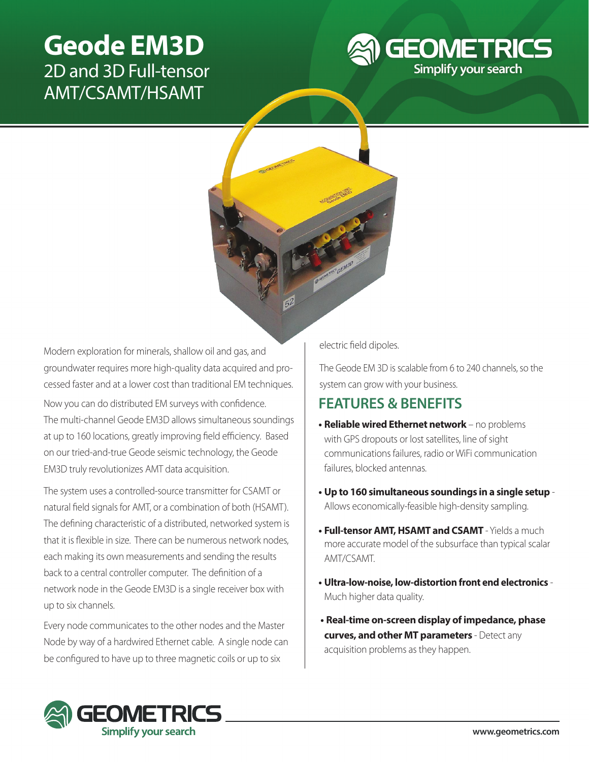# Geode EM3D

## 2D and 3D Full-tensor AMT/CSAMT/HSAMT

Modern exploration for minerals, shallow oil and gas, and groundwater requires more high-quality data acquired and processed faster and at a lower cost than traditional EM techniques.

Now you can do distributed EM surveys with confidence. The multi-channel Geode EM3D allows simultaneous soundings at up to 160 locations, greatly improving field efficiency. Based on our tried-and-true Geode seismic technology, the Geode EM3D truly revolutionizes AMT data acquisition.

The system uses a controlled-source transmitter for CSAMT or natural field signals for AMT, or a combination of both (HSAMT). The defining characteristic of a distributed, networked system is that it is flexible in size. There can be numerous network nodes, each making its own measurements and sending the results back to a central controller computer. The definition of a network node in the Geode EM3D is a single receiver box with up to six channels.

Every node communicates to the other nodes and the Master Node by way of a hardwired Ethernet cable. A single node can be configured to have up to three magnetic coils or up to six electric field dipoles.

The Geode EM 3D is scalable from 6 to 240 channels, so the system can grow with your business.

## FEATURES & BENEFITS

- **Reliable wired Ethernet network** – no problems with GPS dropouts or lost satellites, line of sight communications failures, radio or WiFi communication failures, blocked antennas.
- **Up to 160 simultaneous soundings in a single setup** - Allows economically-feasible high-density sampling.
- **Full-tensor AMT, HSAMT and CSAMT** - Yields a much more accurate model of the subsurface than typical scalar AMT/CSAMT.
- **Ultra-low-noise, low-distortion front end electronics** - Much higher data quality.
- **Real-time on-screen display of impedance, phase curves, and other MT parameters** - Detect any acquisition problems as they happen.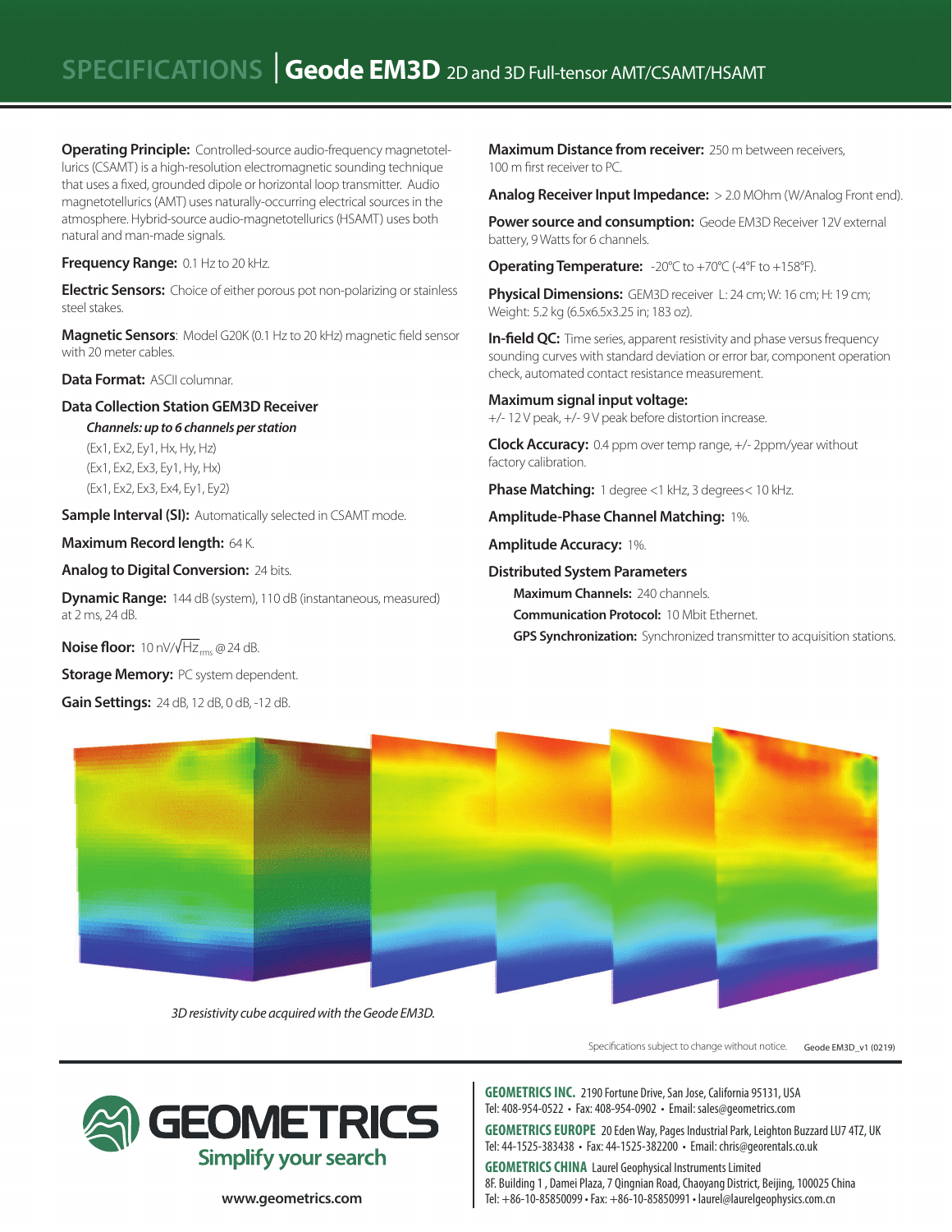# SPECIFICATIONS | Geode EM3D 2D and 3D Full-tensor AMT/CSAMT/HSAMT

**Operating Principle:** Controlled-source audio-frequency magnetotellurics (CSAMT) is a high-resolution electromagnetic sounding technique that uses a fixed, grounded dipole or horizontal loop transmitter. Audio magnetotellurics (AMT) uses naturally-occurring electrical sources in the atmosphere. Hybrid-source audio-magnetotellurics (HSAMT) uses both natural and man-made signals.

**Frequency Range:** 0.1 Hz to 20 kHz.

**Electric Sensors:** Choice of either porous pot non-polarizing or stainless steel stakes.

**Magnetic Sensors**: Model G20K (0.1 Hz to 20 kHz) magnetic field sensor with 20 meter cables.

**Data Format:** ASCII columnar.

**Data Collection Station GEM3D Receiver**

***Channels: up to 6 channels per station***

(Ex1, Ex2, Ey1, Hx, Hy, Hz)
(Ex1, Ex2, Ex3, Ey1, Hy, Hx)
(Ex1, Ex2, Ex3, Ex4, Ey1, Ey2)

**Sample Interval (SI):** Automatically selected in CSAMT mode.

**Maximum Record length:** 64 K.

**Analog to Digital Conversion:** 24 bits.

**Dynamic Range:** 144 dB (system), 110 dB (instantaneous, measured) at 2 ms, 24 dB.

**Noise floor:** 10 nV/$\sqrt{Hz}_{rms}$ @ 24 dB.

**Storage Memory:** PC system dependent.

**Gain Settings:** 24 dB, 12 dB, 0 dB, -12 dB.

**Maximum Distance from receiver:** 250 m between receivers, 100 m first receiver to PC.

**Analog Receiver Input Impedance:** > 2.0 MOhm (W/Analog Front end).

**Power source and consumption:** Geode EM3D Receiver 12V external battery, 9 Watts for 6 channels.

**Operating Temperature:** -20°C to +70°C (-4°F to +158°F).

**Physical Dimensions:** GEM3D receiver L: 24 cm; W: 16 cm; H: 19 cm; Weight: 5.2 kg (6.5x6.5x3.25 in; 183 oz).

**In-field QC:** Time series, apparent resistivity and phase versus frequency sounding curves with standard deviation or error bar, component operation check, automated contact resistance measurement.

**Maximum signal input voltage:**
+/- 12 V peak, +/- 9 V peak before distortion increase.

**Clock Accuracy:** 0.4 ppm over temp range, +/- 2ppm/year without factory calibration.

**Phase Matching:** 1 degree <1 kHz, 3 degrees< 10 kHz.

**Amplitude-Phase Channel Matching:** 1%.

**Amplitude Accuracy:** 1%.

**Distributed System Parameters**

**Maximum Channels:** 240 channels.

**Communication Protocol:** 10 Mbit Ethernet.

**GPS Synchronization:** Synchronized transmitter to acquisition stations.

*3D resistivity cube acquired with the Geode EM3D.*

Specifications subject to change without notice. Geode EM3D_v1 (0219)

GEOMETRICS
Simplify your search

www.geometrics.com

**GEOMETRICS INC.** 2190 Fortune Drive, San Jose, California 95131, USA
Tel: 408-954-0522 • Fax: 408-954-0902 • Email: sales@geometrics.com

**GEOMETRICS EUROPE** 20 Eden Way, Pages Industrial Park, Leighton Buzzard LU7 4TZ, UK
Tel: 44-1525-383438 • Fax: 44-1525-382200 • Email: chris@georentals.co.uk

**GEOMETRICS CHINA** Laurel Geophysical Instruments Limited
8F. Building 1 , Damei Plaza, 7 Qingnian Road, Chaoyang District, Beijing, 100025 China
Tel: +86-10-85850099 • Fax: +86-10-85850991 • laurel@laurelgeophysics.com.cn